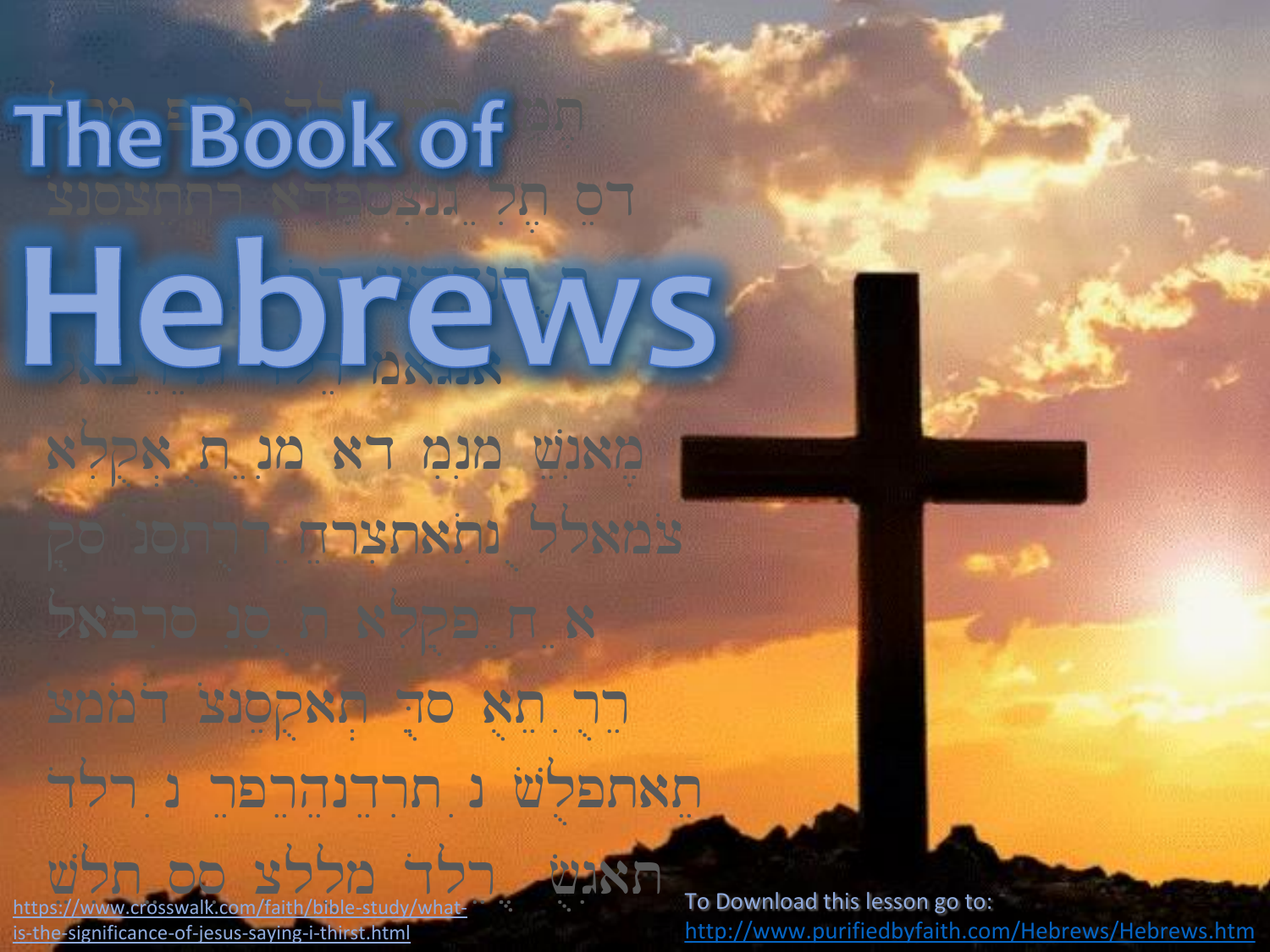# The Book of Hebrews

[https://www.crosswalk.com/faith/bible-study/what-is-the-significance-of-jesus-saying-i-thirst.html](https://www.crosswalk.com/faith/bible-study/what-is-the-significance-of-jesus-saying-i-thirst.html)

To Download this lesson go to: [http://www.purifiedbyfaith.com/Hebrews/Hebrews.htm](http://www.purifiedbyfaith.com/Hebrews/Hebrews.htm)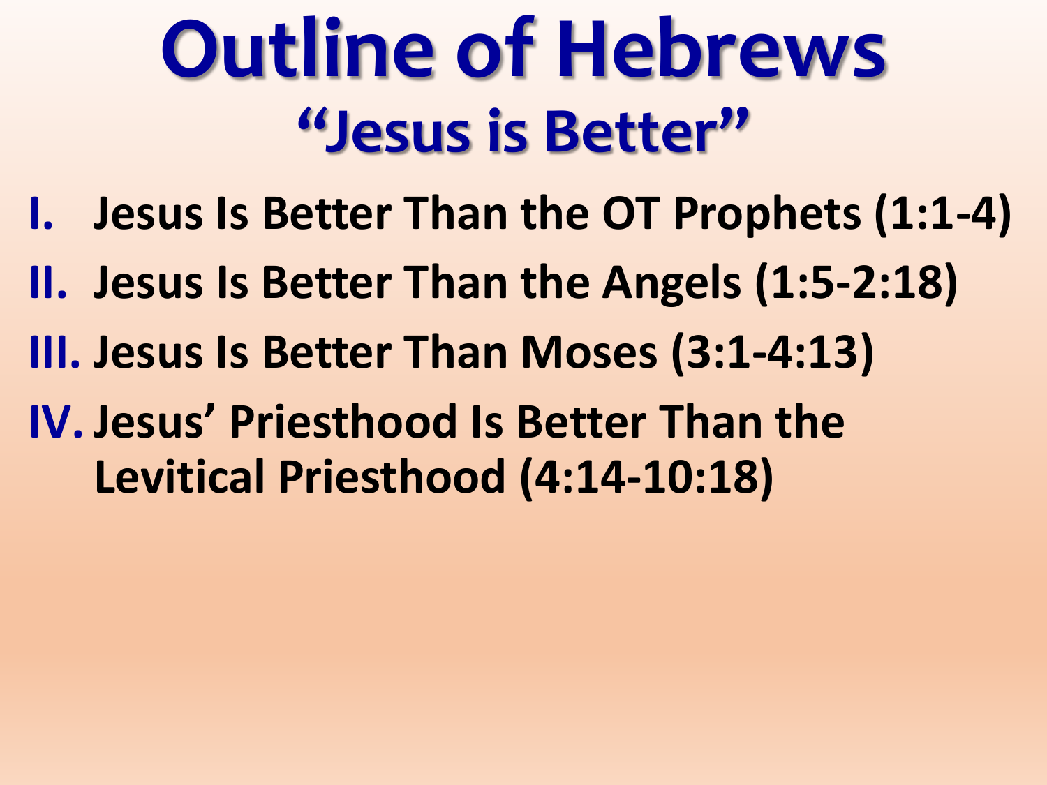# Outline of Hebrews

## "Jesus is Better"

I. **Jesus Is Better Than the OT Prophets (1:1-4)**

II. **Jesus Is Better Than the Angels (1:5-2:18)**

III. **Jesus Is Better Than Moses (3:1-4:13)**

IV. **Jesus' Priesthood Is Better Than the Levitical Priesthood (4:14-10:18)**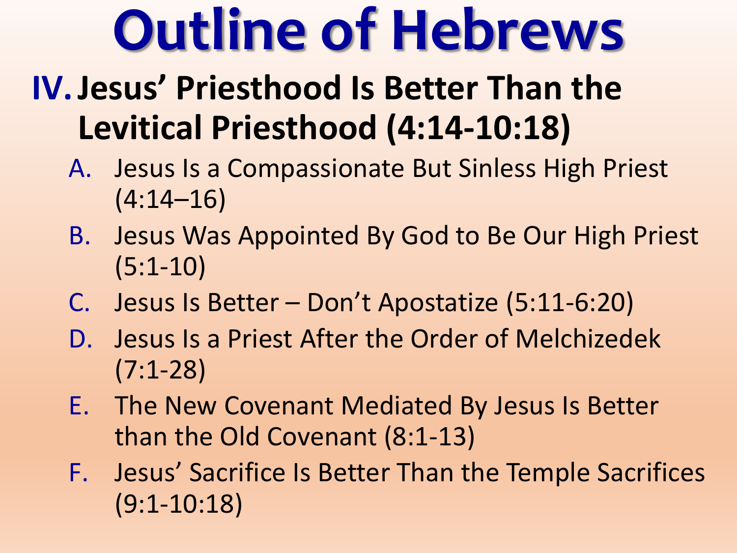# Outline of Hebrews

## IV. Jesus' Priesthood Is Better Than the Levitical Priesthood (4:14-10:18)

A. Jesus Is a Compassionate But Sinless High Priest (4:14–16)

B. Jesus Was Appointed By God to Be Our High Priest (5:1-10)

C. Jesus Is Better – Don't Apostatize (5:11-6:20)

D. Jesus Is a Priest After the Order of Melchizedek (7:1-28)

E. The New Covenant Mediated By Jesus Is Better than the Old Covenant (8:1-13)

F. Jesus' Sacrifice Is Better Than the Temple Sacrifices (9:1-10:18)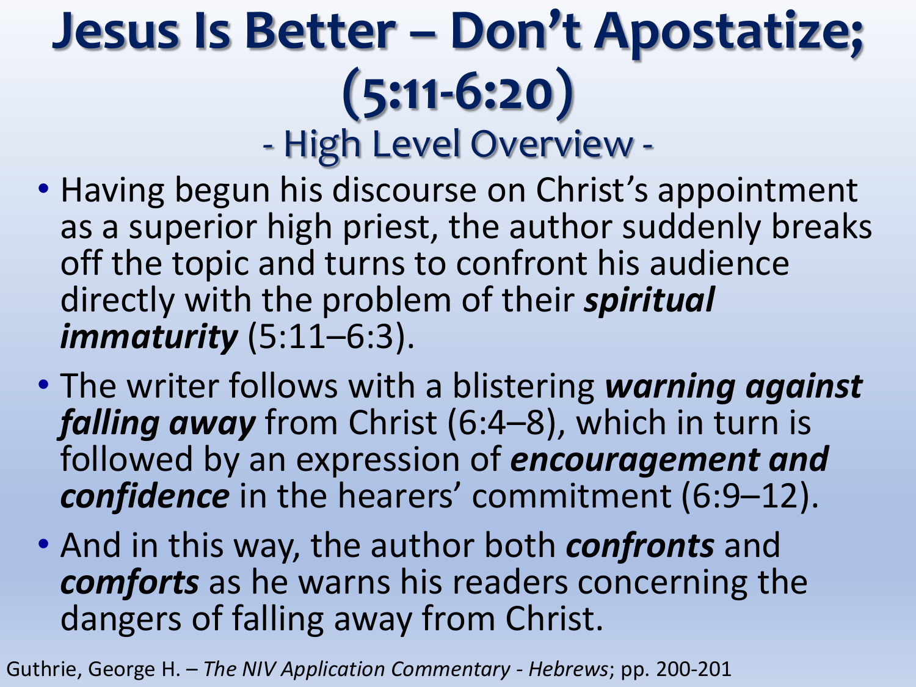# Jesus Is Better – Don't Apostatize; (5:11-6:20)

## - High Level Overview -

- Having begun his discourse on Christ's appointment as a superior high priest, the author suddenly breaks off the topic and turns to confront his audience directly with the problem of their ***spiritual immaturity*** (5:11–6:3).
- The writer follows with a blistering ***warning against falling away*** from Christ (6:4–8), which in turn is followed by an expression of ***encouragement and confidence*** in the hearers' commitment (6:9–12).
- And in this way, the author both ***confronts*** and ***comforts*** as he warns his readers concerning the dangers of falling away from Christ.

Guthrie, George H. – *The NIV Application Commentary - Hebrews*; pp. 200-201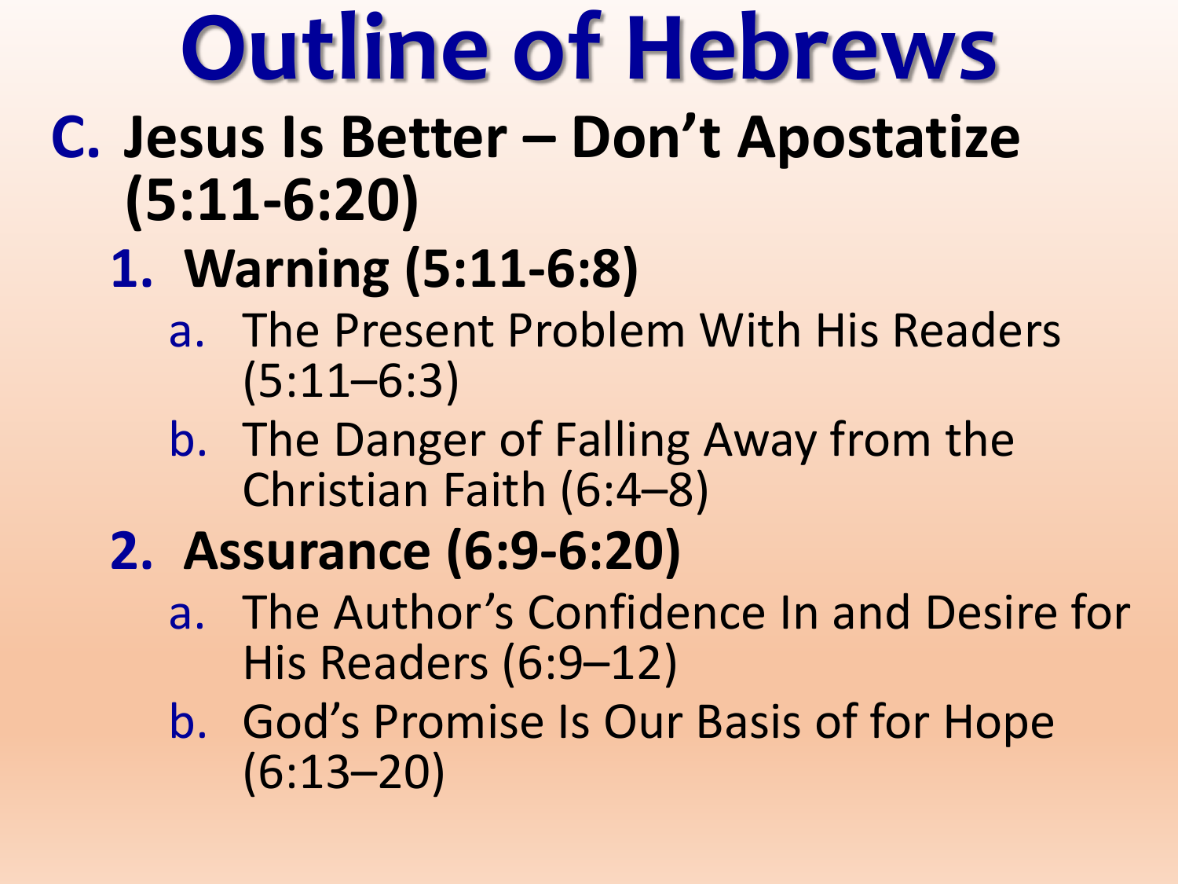# Outline of Hebrews

**C. Jesus Is Better – Don't Apostatize (5:11-6:20)**

1. **Warning (5:11-6:8)**
   a. The Present Problem With His Readers (5:11–6:3)
   b. The Danger of Falling Away from the Christian Faith (6:4–8)
2. **Assurance (6:9-6:20)**
   a. The Author's Confidence In and Desire for His Readers (6:9–12)
   b. God's Promise Is Our Basis of for Hope (6:13–20)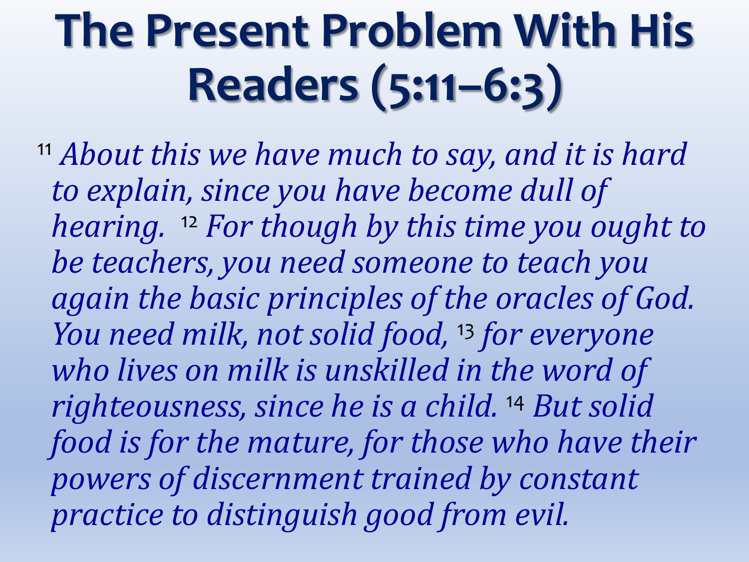# The Present Problem With His Readers (5:11–6:3)

[11] *About this we have much to say, and it is hard to explain, since you have become dull of hearing.* [12] *For though by this time you ought to be teachers, you need someone to teach you again the basic principles of the oracles of God. You need milk, not solid food,* [13] *for everyone who lives on milk is unskilled in the word of righteousness, since he is a child.* [14] *But solid food is for the mature, for those who have their powers of discernment trained by constant practice to distinguish good from evil.*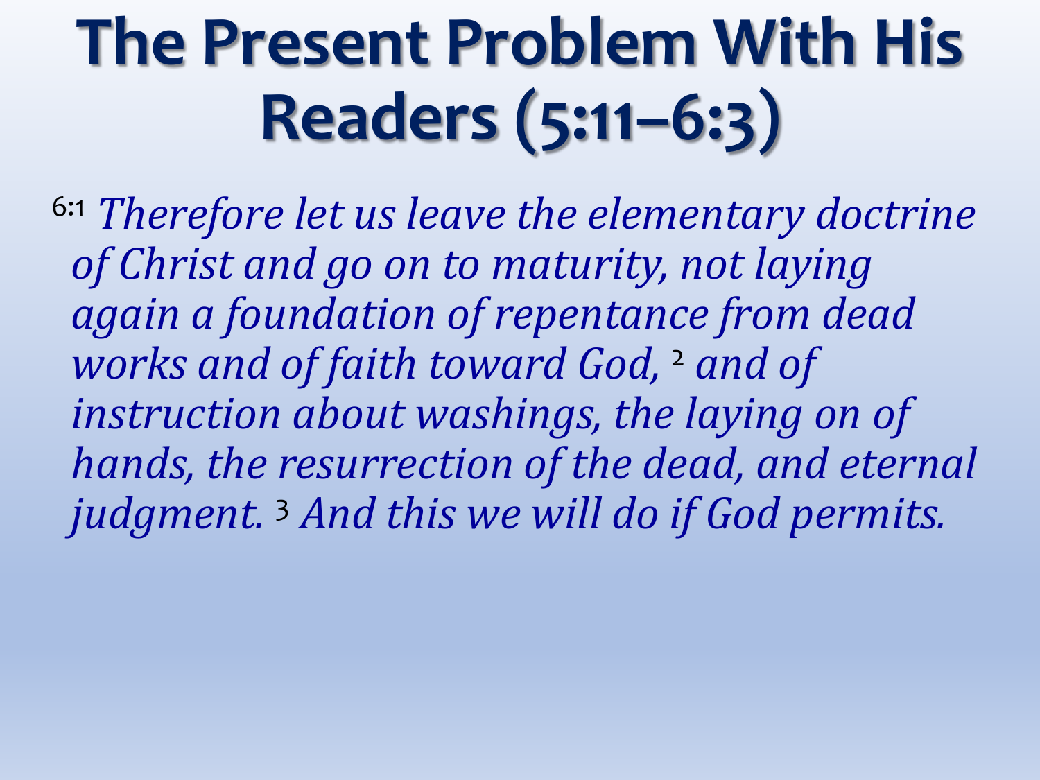# The Present Problem With His Readers (5:11–6:3)

6:1 *Therefore let us leave the elementary doctrine of Christ and go on to maturity, not laying again a foundation of repentance from dead works and of faith toward God,* 2 *and of instruction about washings, the laying on of hands, the resurrection of the dead, and eternal judgment.* 3 *And this we will do if God permits.*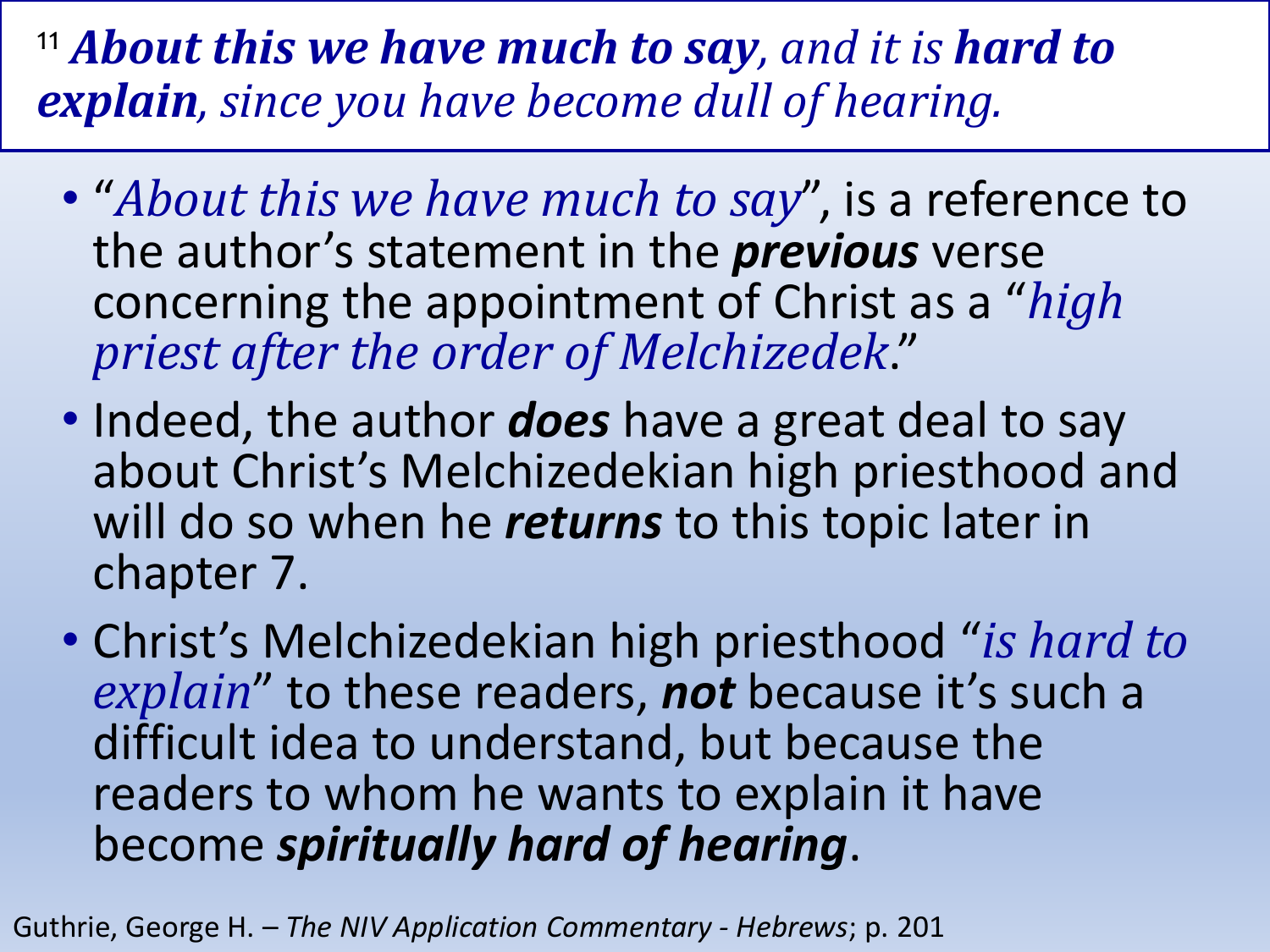[11] ***About this we have much to say**, and it is **hard to explain**, since you have become dull of hearing.*

- "*About this we have much to say*", is a reference to the author's statement in the ***previous*** verse concerning the appointment of Christ as a "*high priest after the order of Melchizedek*."
- Indeed, the author ***does*** have a great deal to say about Christ's Melchizedekian high priesthood and will do so when he ***returns*** to this topic later in chapter 7.
- Christ's Melchizedekian high priesthood "*is hard to explain*" to these readers, ***not*** because it's such a difficult idea to understand, but because the readers to whom he wants to explain it have become ***spiritually hard of hearing***.

Guthrie, George H. – *The NIV Application Commentary - Hebrews*; p. 201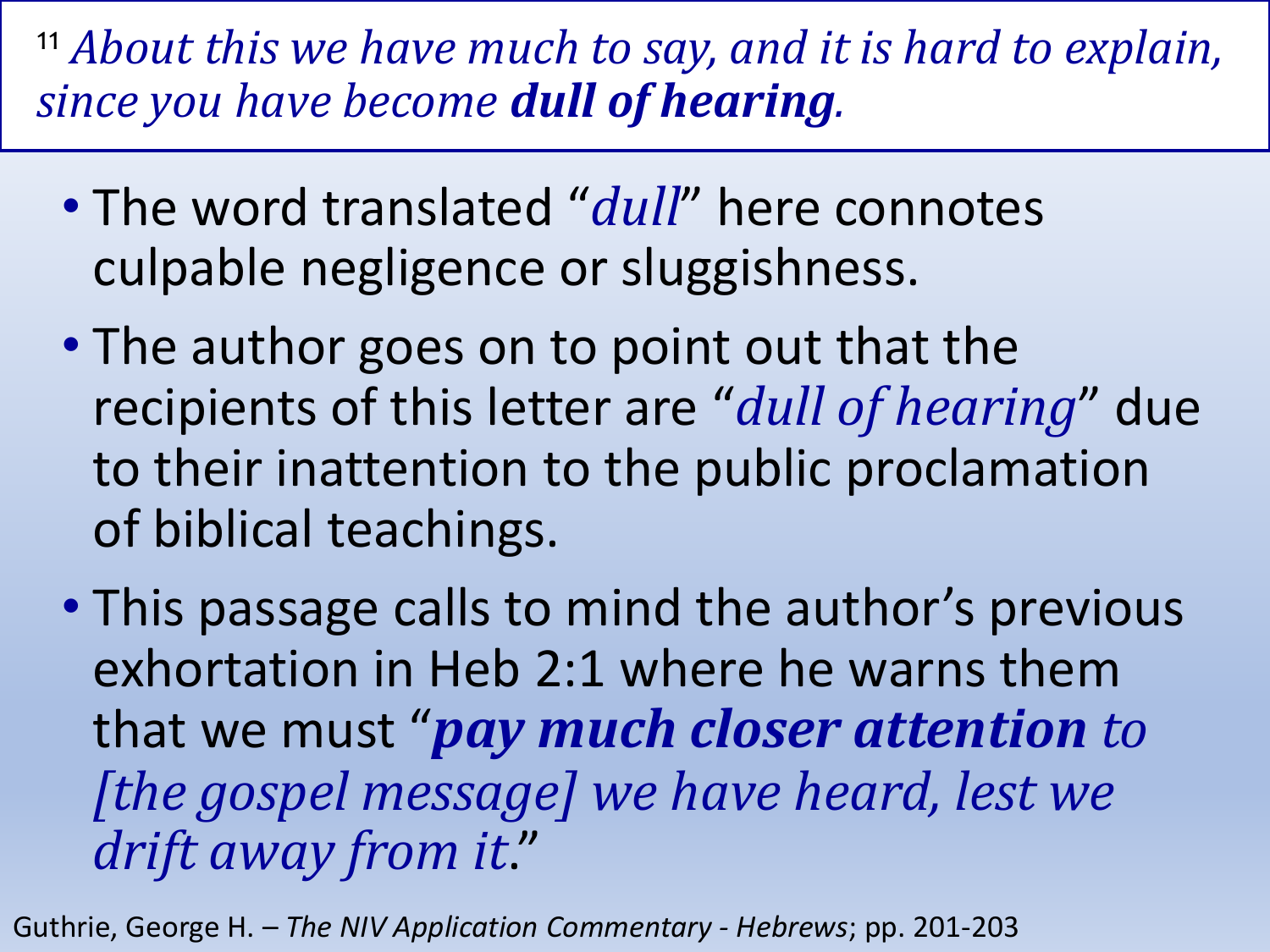[11] *About this we have much to say, and it is hard to explain, since you have become **dull of hearing**.*

- The word translated "*dull*" here connotes culpable negligence or sluggishness.
- The author goes on to point out that the recipients of this letter are "*dull of hearing*" due to their inattention to the public proclamation of biblical teachings.
- This passage calls to mind the author's previous exhortation in Heb 2:1 where he warns them that we must "***pay much closer attention** to [the gospel message] we have heard, lest we drift away from it*."

Guthrie, George H. – *The NIV Application Commentary - Hebrews*; pp. 201-203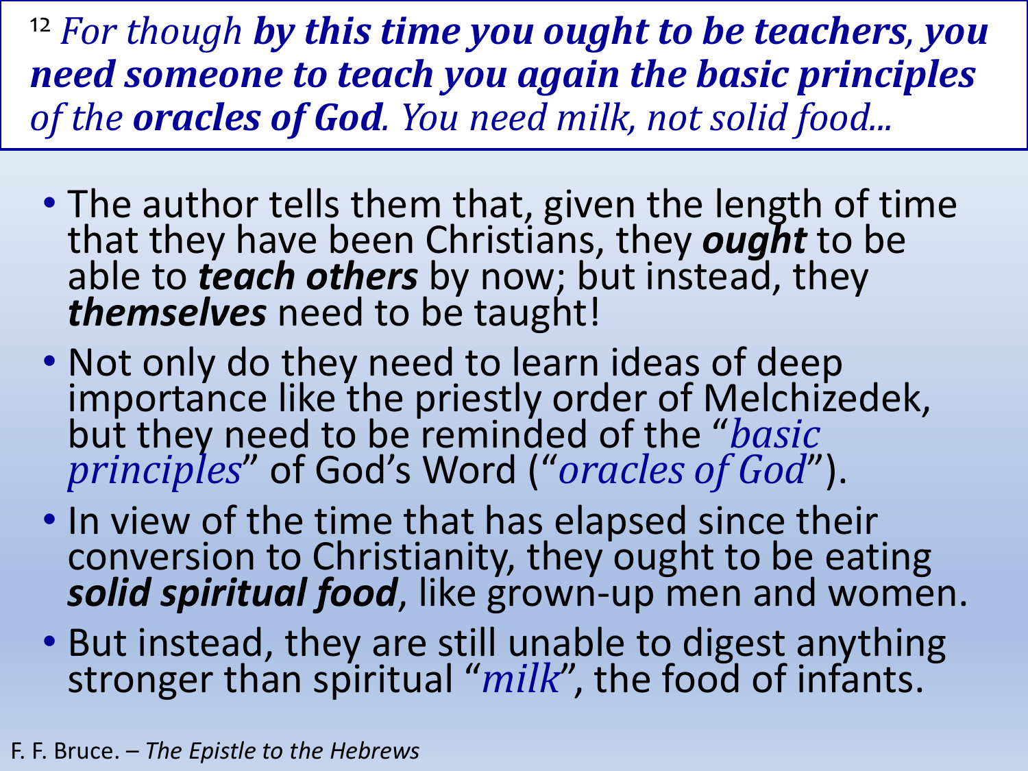[12] *For though* ***by this time you ought to be teachers****, **you need someone to teach you again the basic principles*** *of the* ***oracles of God****. You need milk, not solid food...*

- The author tells them that, given the length of time that they have been Christians, they ***ought*** to be able to ***teach others*** by now; but instead, they ***themselves*** need to be taught!
- Not only do they need to learn ideas of deep importance like the priestly order of Melchizedek, but they need to be reminded of the "*basic principles*" of God's Word ("*oracles of God*").
- In view of the time that has elapsed since their conversion to Christianity, they ought to be eating ***solid spiritual food***, like grown-up men and women.
- But instead, they are still unable to digest anything stronger than spiritual "*milk*", the food of infants.

F. F. Bruce. – *The Epistle to the Hebrews*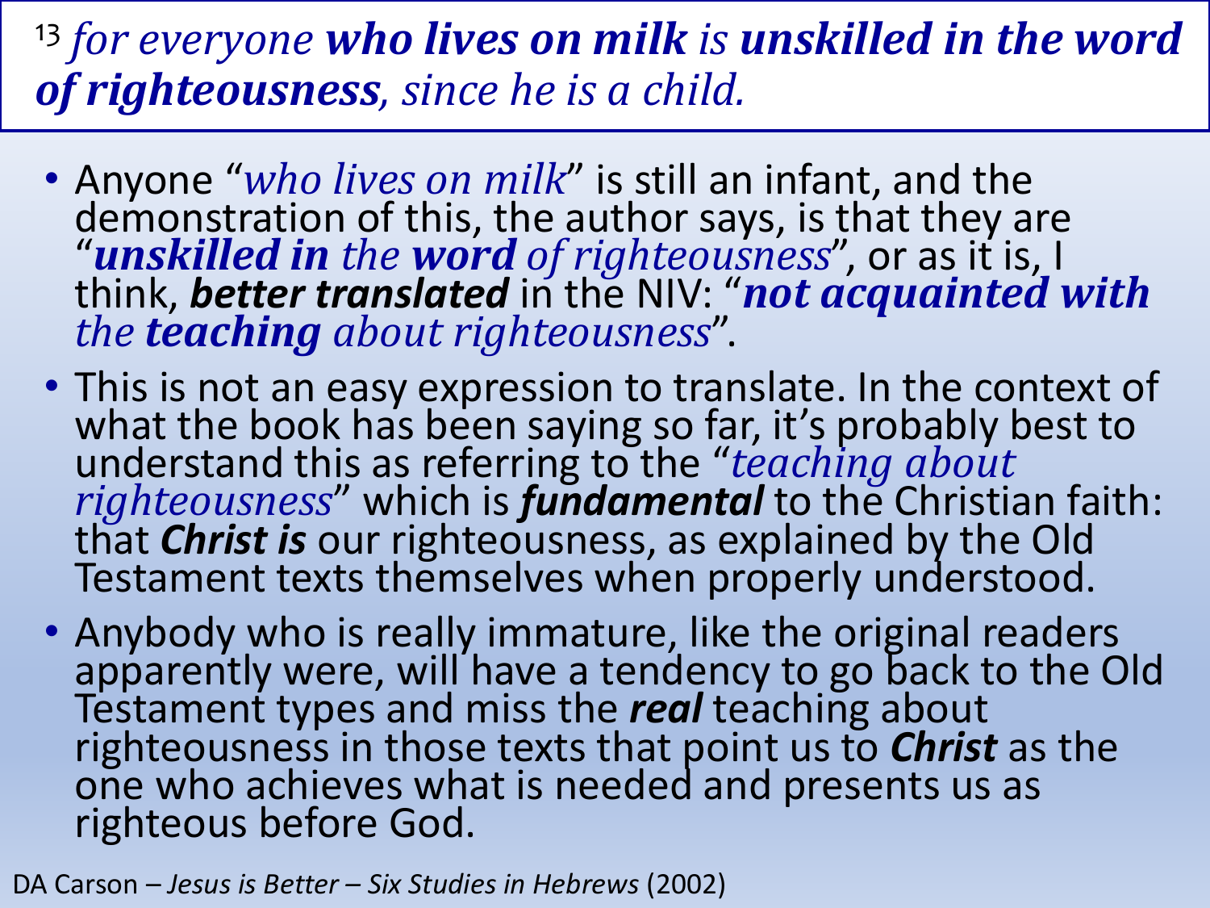[13] *for everyone* ***who lives on milk*** *is* ***unskilled in the word of righteousness****, since he is a child.*

- Anyone "*who lives on milk*" is still an infant, and the demonstration of this, the author says, is that they are "***unskilled in*** *the* ***word*** *of righteousness*", or as it is, I think, ***better translated*** in the NIV: "***not acquainted with*** *the* ***teaching*** *about righteousness*".
- This is not an easy expression to translate. In the context of what the book has been saying so far, it's probably best to understand this as referring to the "*teaching about righteousness*" which is ***fundamental*** to the Christian faith: that ***Christ is*** our righteousness, as explained by the Old Testament texts themselves when properly understood.
- Anybody who is really immature, like the original readers apparently were, will have a tendency to go back to the Old Testament types and miss the ***real*** teaching about righteousness in those texts that point us to ***Christ*** as the one who achieves what is needed and presents us as righteous before God.

DA Carson – *Jesus is Better – Six Studies in Hebrews* (2002)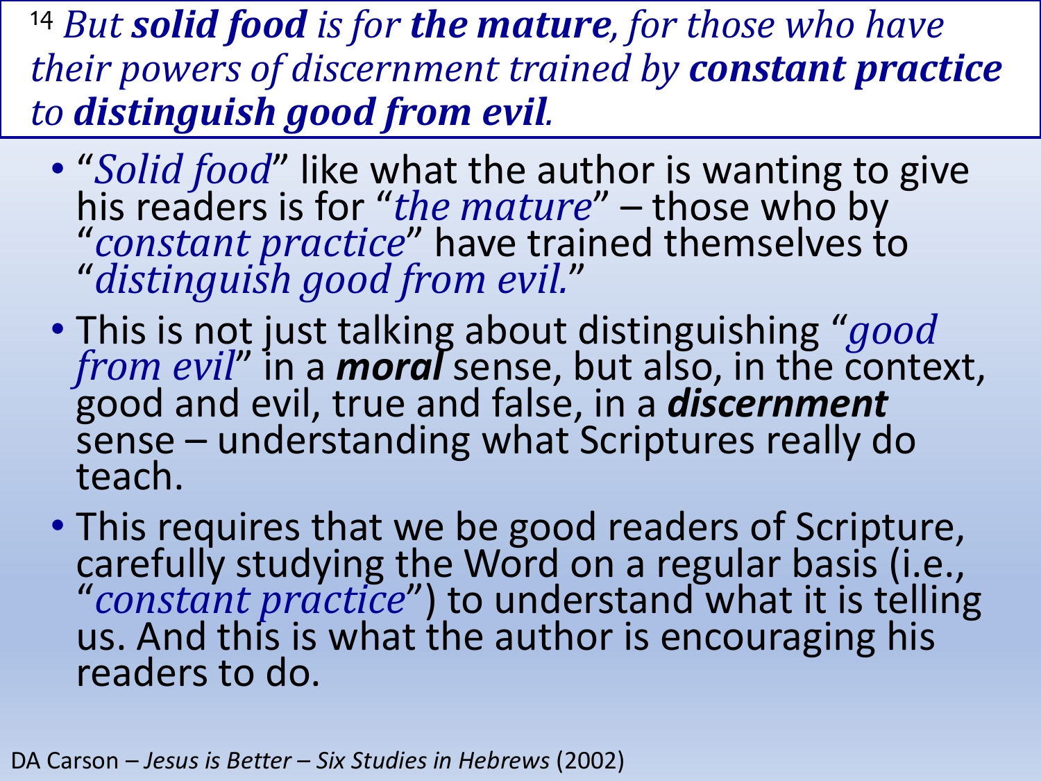[14] *But **solid food** is for **the mature**, for those who have their powers of discernment trained by **constant practice** to **distinguish good from evil**.*

- "*Solid food*" like what the author is wanting to give his readers is for "*the mature*" – those who by "*constant practice*" have trained themselves to "*distinguish good from evil.*"
- This is not just talking about distinguishing "*good from evil*" in a ***moral*** sense, but also, in the context, good and evil, true and false, in a ***discernment*** sense – understanding what Scriptures really do teach.
- This requires that we be good readers of Scripture, carefully studying the Word on a regular basis (i.e., "*constant practice*") to understand what it is telling us. And this is what the author is encouraging his readers to do.

DA Carson – *Jesus is Better – Six Studies in Hebrews* (2002)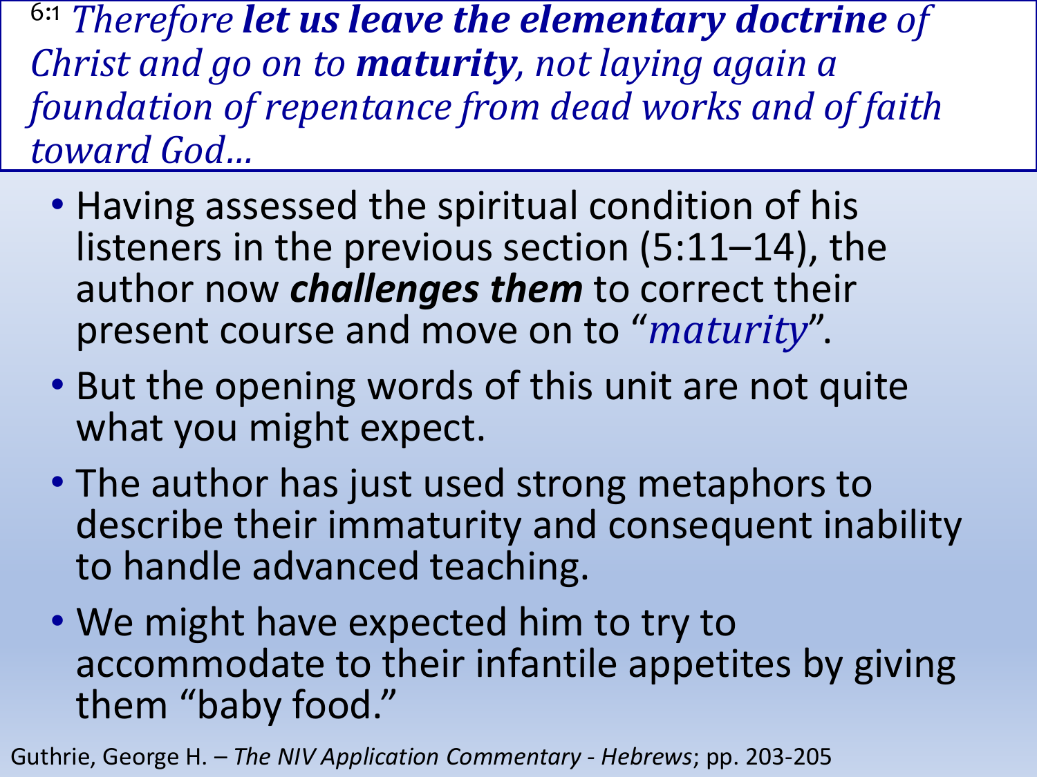[6:1] *Therefore **let us leave the elementary doctrine** of Christ and go on to **maturity**, not laying again a foundation of repentance from dead works and of faith toward God…*

- Having assessed the spiritual condition of his listeners in the previous section (5:11–14), the author now ***challenges them*** to correct their present course and move on to "*maturity*".
- But the opening words of this unit are not quite what you might expect.
- The author has just used strong metaphors to describe their immaturity and consequent inability to handle advanced teaching.
- We might have expected him to try to accommodate to their infantile appetites by giving them "baby food."

Guthrie, George H. – *The NIV Application Commentary - Hebrews*; pp. 203-205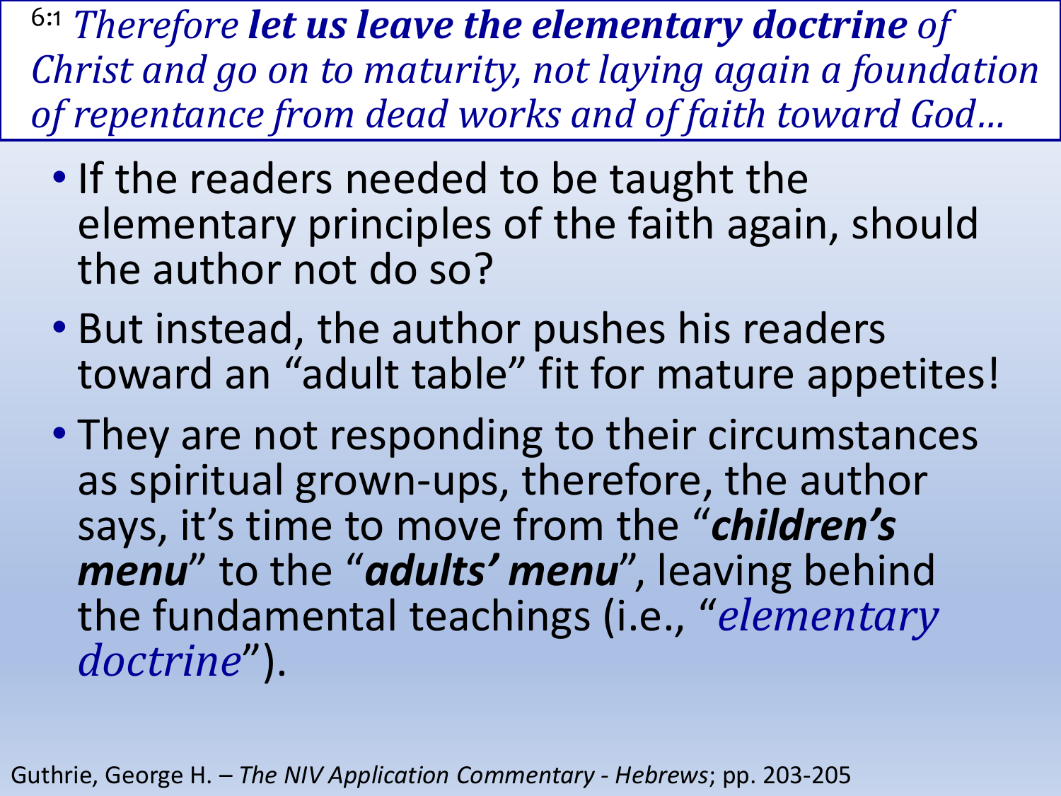[6:1] *Therefore **let us leave the elementary doctrine** of Christ and go on to maturity, not laying again a foundation of repentance from dead works and of faith toward God…*

- If the readers needed to be taught the elementary principles of the faith again, should the author not do so?
- But instead, the author pushes his readers toward an "adult table" fit for mature appetites!
- They are not responding to their circumstances as spiritual grown-ups, therefore, the author says, it's time to move from the "***children's menu***" to the "***adults' menu***", leaving behind the fundamental teachings (i.e., "*elementary doctrine*").

Guthrie, George H. – *The NIV Application Commentary - Hebrews*; pp. 203-205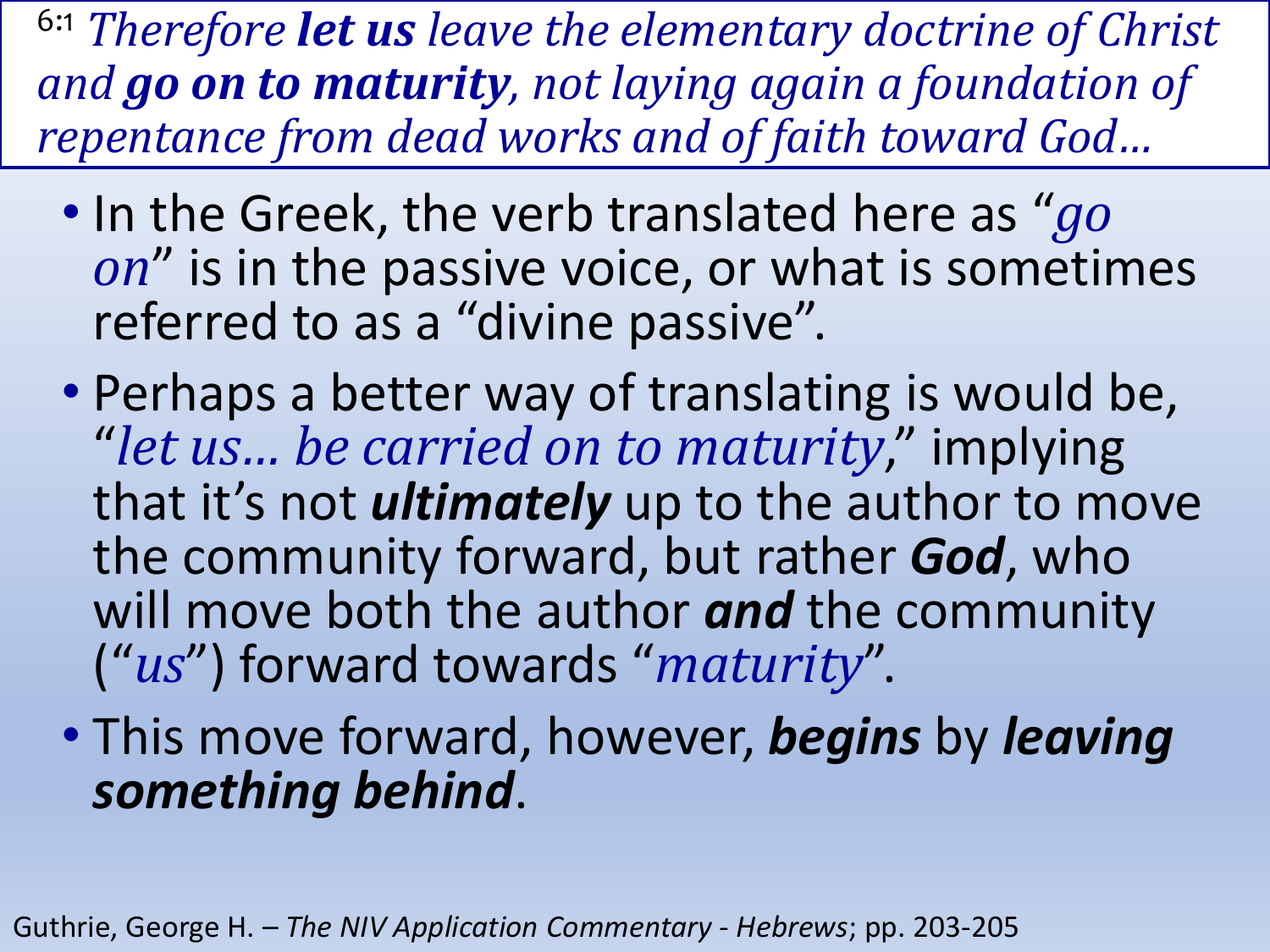> [6:1] *Therefore **let us** leave the elementary doctrine of Christ and **go on to maturity**, not laying again a foundation of repentance from dead works and of faith toward God…*

- In the Greek, the verb translated here as “*go on*” is in the passive voice, or what is sometimes referred to as a “divine passive”.
- Perhaps a better way of translating is would be, “*let us… be carried on to maturity*,” implying that it’s not ***ultimately*** up to the author to move the community forward, but rather ***God***, who will move both the author ***and*** the community (“*us*”) forward towards “*maturity*”.
- This move forward, however, ***begins*** by ***leaving something behind***.

Guthrie, George H. – *The NIV Application Commentary - Hebrews*; pp. 203-205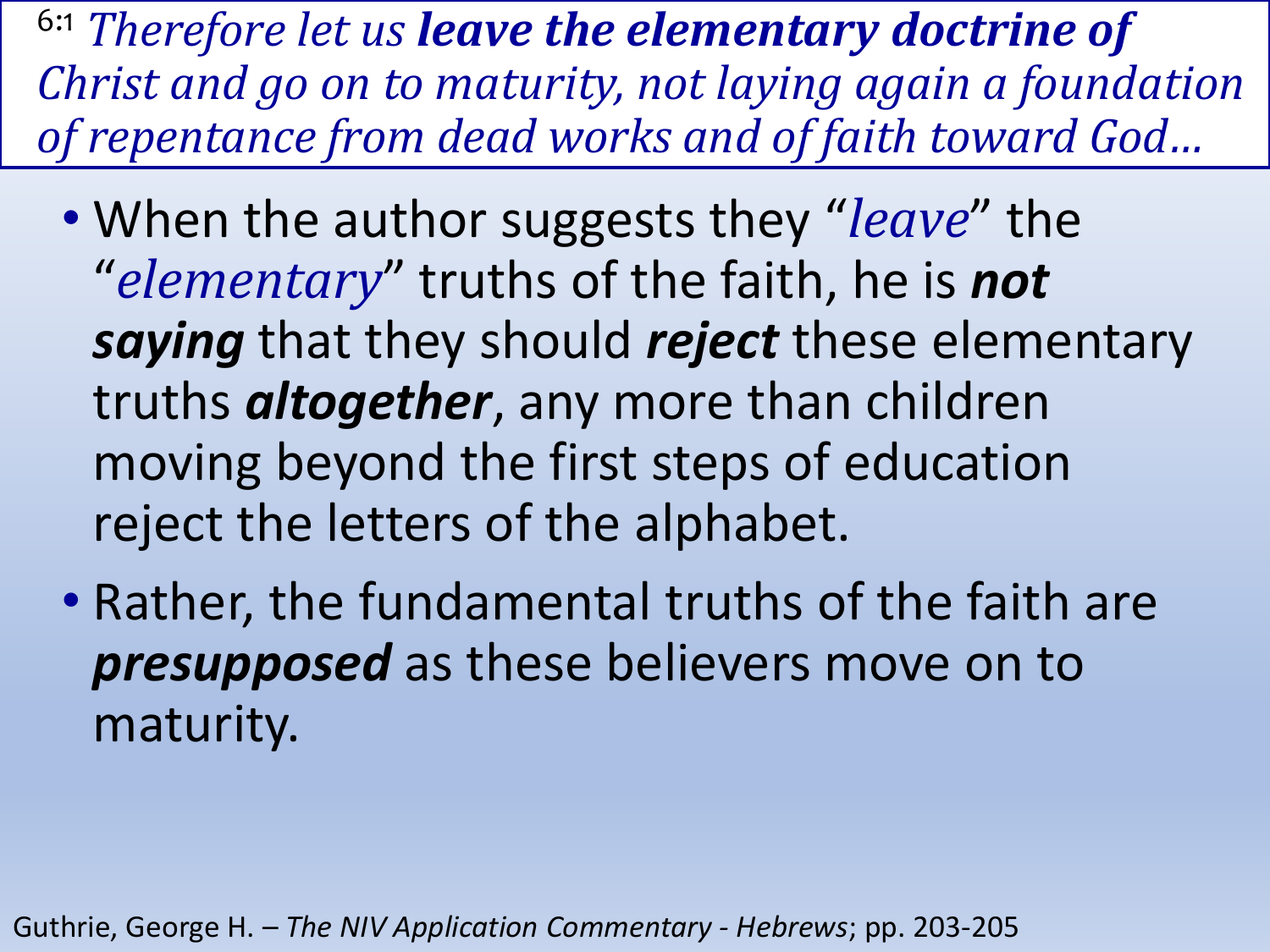[6:1] *Therefore let us **leave the elementary doctrine of** Christ and go on to maturity, not laying again a foundation of repentance from dead works and of faith toward God…*

- When the author suggests they "*leave*" the "*elementary*" truths of the faith, he is ***not saying*** that they should ***reject*** these elementary truths ***altogether***, any more than children moving beyond the first steps of education reject the letters of the alphabet.
- Rather, the fundamental truths of the faith are ***presupposed*** as these believers move on to maturity.

Guthrie, George H. – *The NIV Application Commentary - Hebrews*; pp. 203-205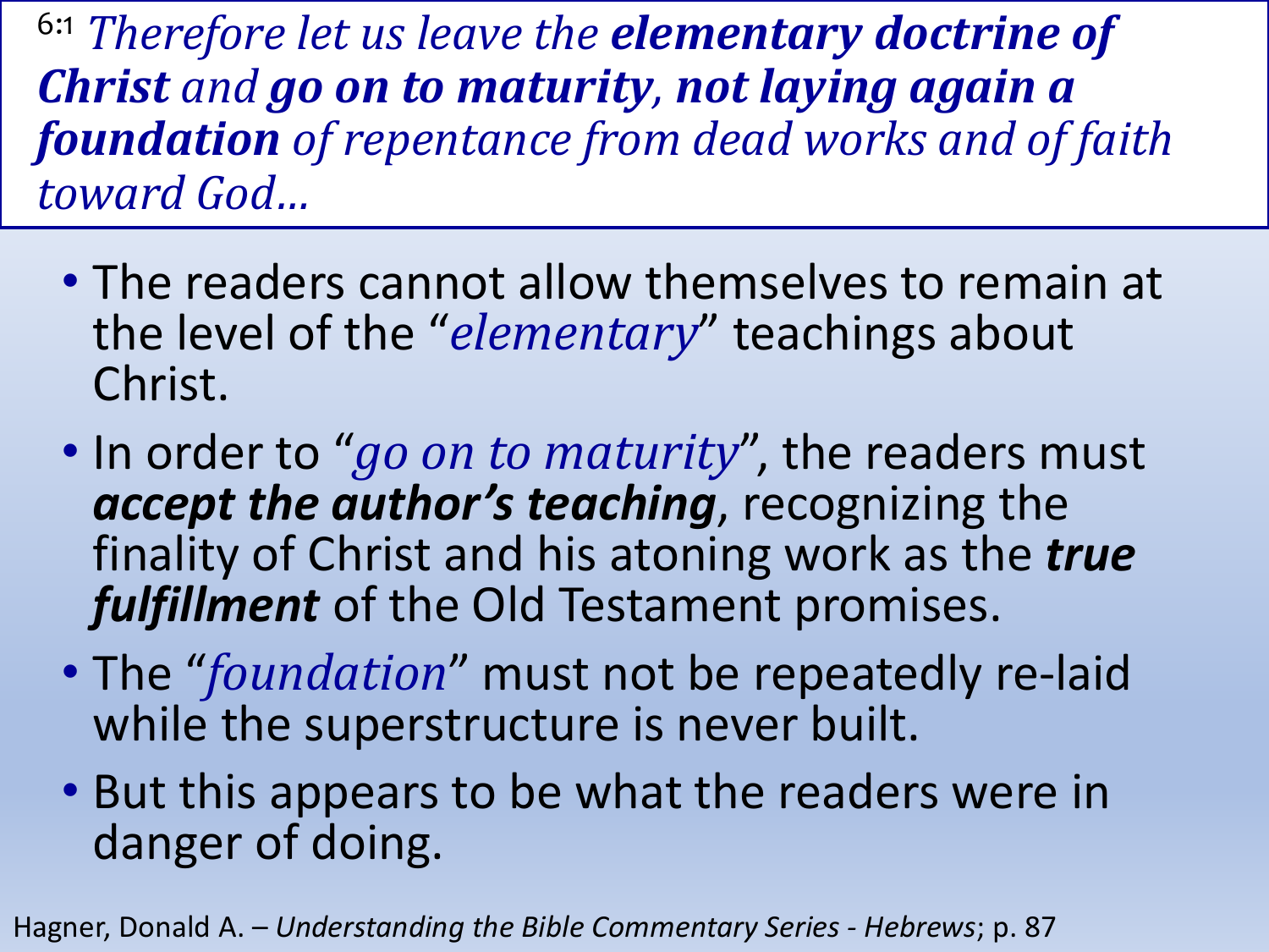[6:1] *Therefore let us leave the **elementary doctrine of Christ** and **go on to maturity, not laying again a foundation** of repentance from dead works and of faith toward God…*

- The readers cannot allow themselves to remain at the level of the "*elementary*" teachings about Christ.
- In order to "*go on to maturity*", the readers must ***accept the author's teaching***, recognizing the finality of Christ and his atoning work as the ***true fulfillment*** of the Old Testament promises.
- The "*foundation*" must not be repeatedly re-laid while the superstructure is never built.
- But this appears to be what the readers were in danger of doing.

Hagner, Donald A. – *Understanding the Bible Commentary Series - Hebrews*; p. 87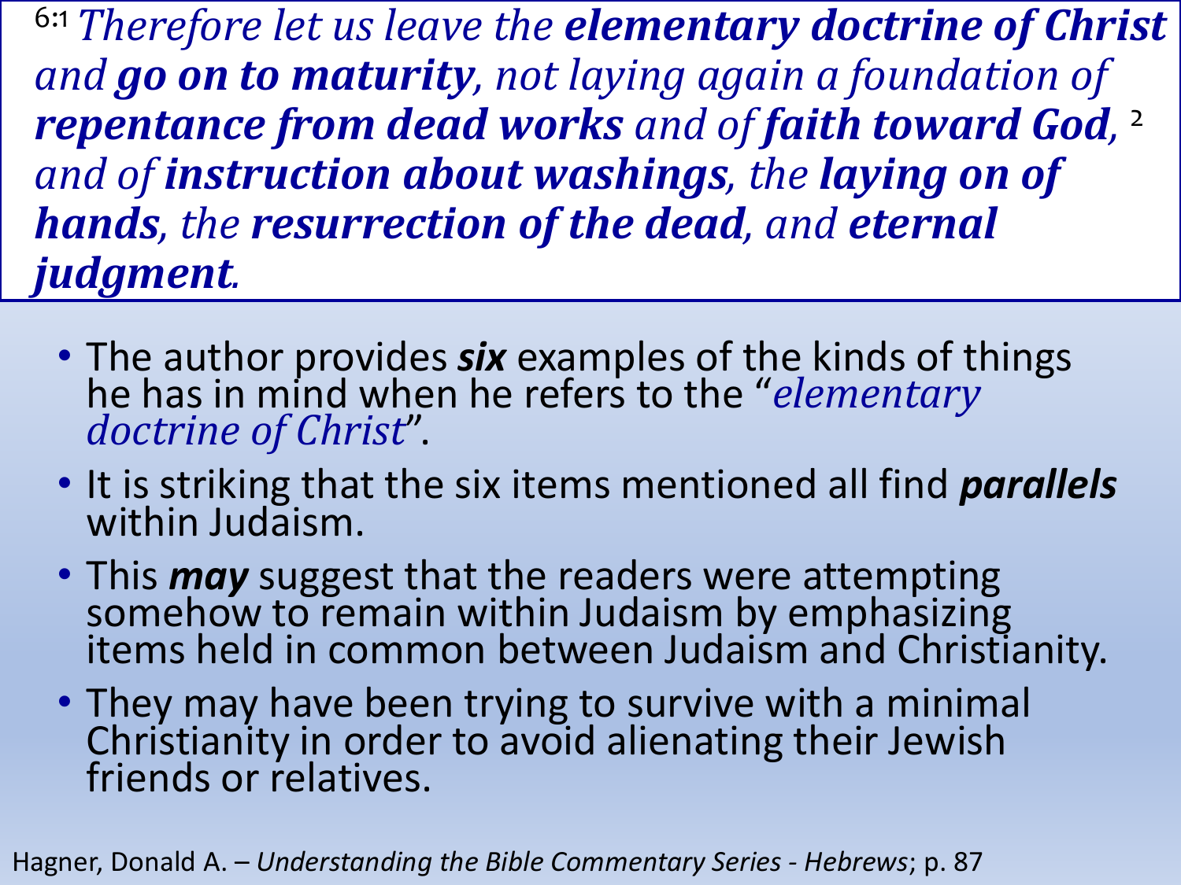[6:1] *Therefore let us leave the **elementary doctrine of Christ** and **go on to maturity**, not laying again a foundation of **repentance from dead works** and of **faith toward God**,* [2] *and of **instruction about washings**, the **laying on of hands**, the **resurrection of the dead**, and **eternal judgment**.*

- The author provides ***six*** examples of the kinds of things he has in mind when he refers to the "*elementary doctrine of Christ*".
- It is striking that the six items mentioned all find ***parallels*** within Judaism.
- This ***may*** suggest that the readers were attempting somehow to remain within Judaism by emphasizing items held in common between Judaism and Christianity.
- They may have been trying to survive with a minimal Christianity in order to avoid alienating their Jewish friends or relatives.

Hagner, Donald A. – *Understanding the Bible Commentary Series - Hebrews*; p. 87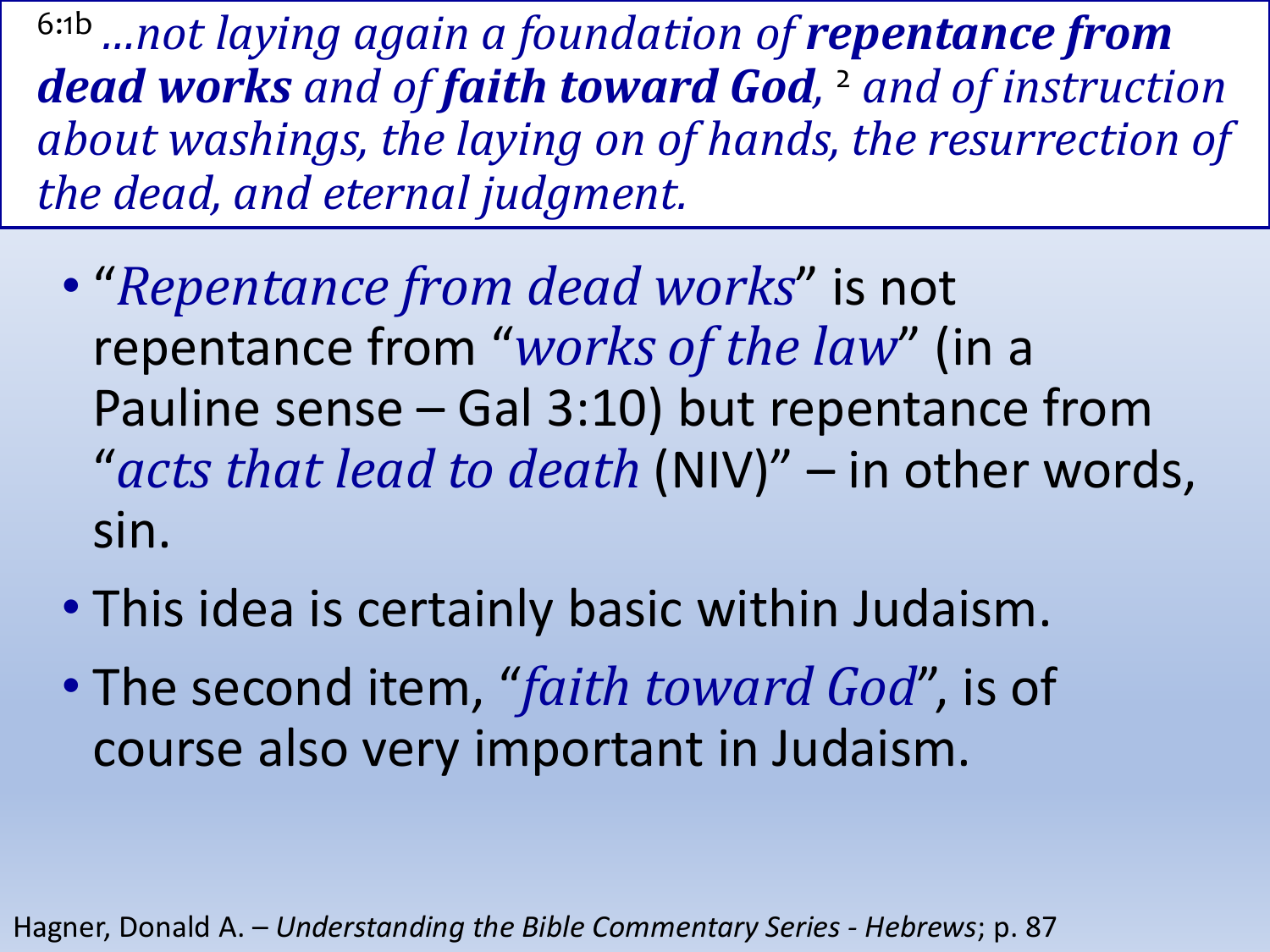[6:1b] *...not laying again a foundation of **repentance from dead works** and of **faith toward God**,* [2] *and of instruction about washings, the laying on of hands, the resurrection of the dead, and eternal judgment.*

- "*Repentance from dead works*" is not repentance from "*works of the law*" (in a Pauline sense – Gal 3:10) but repentance from "*acts that lead to death* (NIV)" – in other words, sin.
- This idea is certainly basic within Judaism.
- The second item, "*faith toward God*", is of course also very important in Judaism.

Hagner, Donald A. – *Understanding the Bible Commentary Series - Hebrews*; p. 87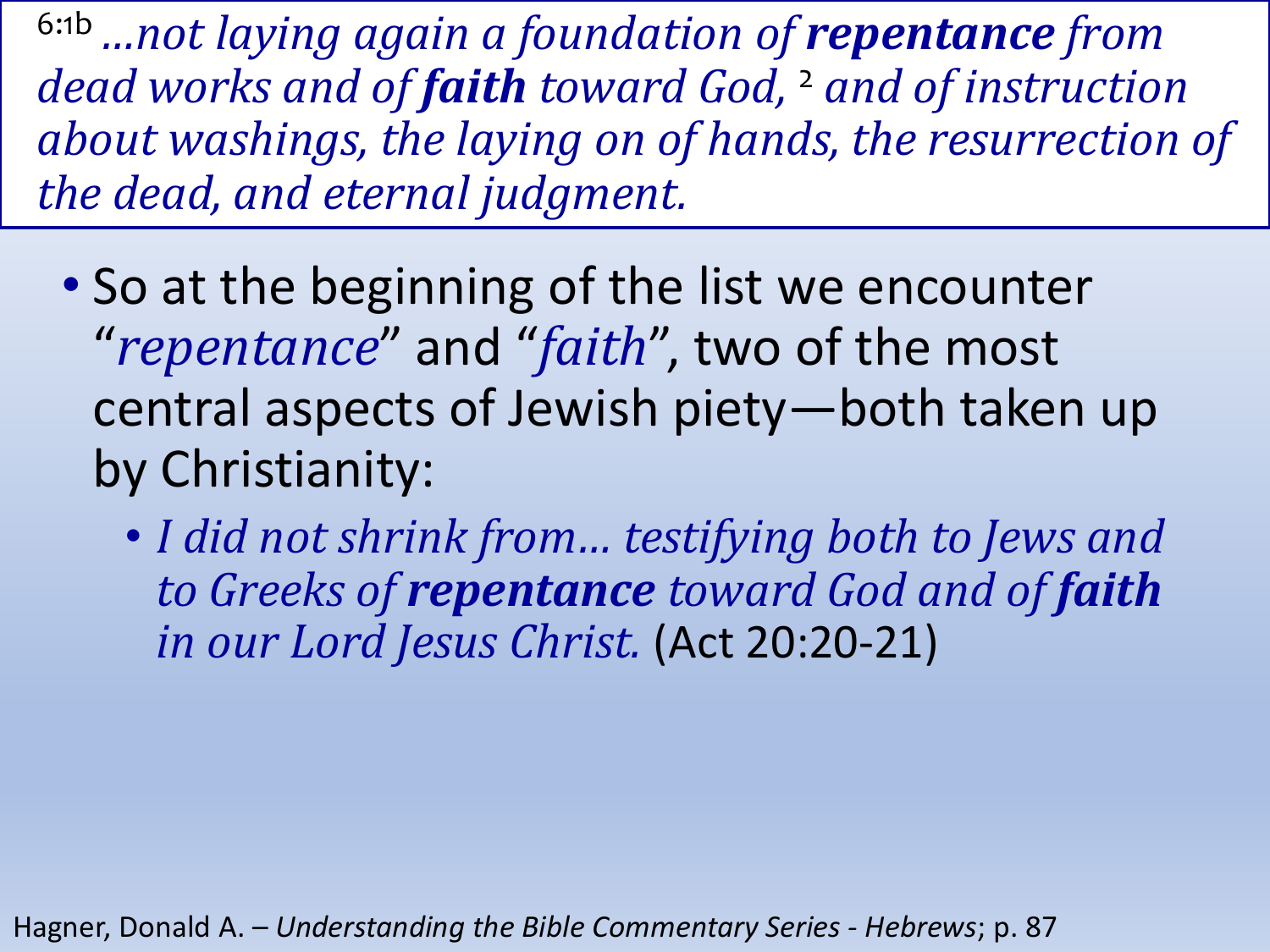[6:1b] *…not laying again a foundation of **repentance** from dead works and of **faith** toward God,* [2] *and of instruction about washings, the laying on of hands, the resurrection of the dead, and eternal judgment.*

- So at the beginning of the list we encounter "*repentance*" and "*faith*", two of the most central aspects of Jewish piety—both taken up by Christianity:
  - *I did not shrink from… testifying both to Jews and to Greeks of **repentance** toward God and of **faith** in our Lord Jesus Christ.* (Act 20:20-21)

Hagner, Donald A. – *Understanding the Bible Commentary Series - Hebrews*; p. 87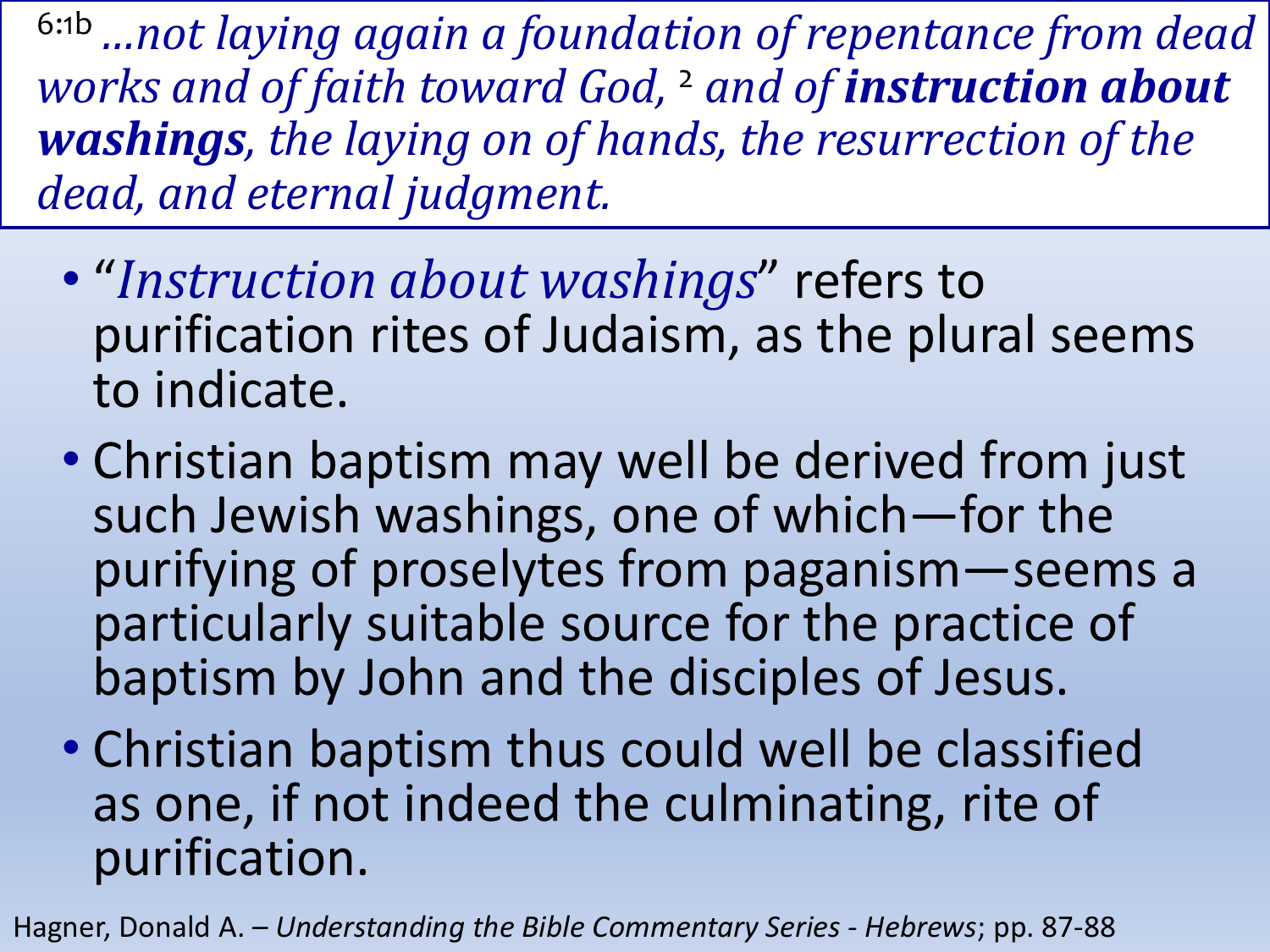[6:1b] *…not laying again a foundation of repentance from dead works and of faith toward God,* [2] *and of* ***instruction about washings****, the laying on of hands, the resurrection of the dead, and eternal judgment.*

- "*Instruction about washings*" refers to purification rites of Judaism, as the plural seems to indicate.
- Christian baptism may well be derived from just such Jewish washings, one of which—for the purifying of proselytes from paganism—seems a particularly suitable source for the practice of baptism by John and the disciples of Jesus.
- Christian baptism thus could well be classified as one, if not indeed the culminating, rite of purification.

Hagner, Donald A. – *Understanding the Bible Commentary Series - Hebrews*; pp. 87-88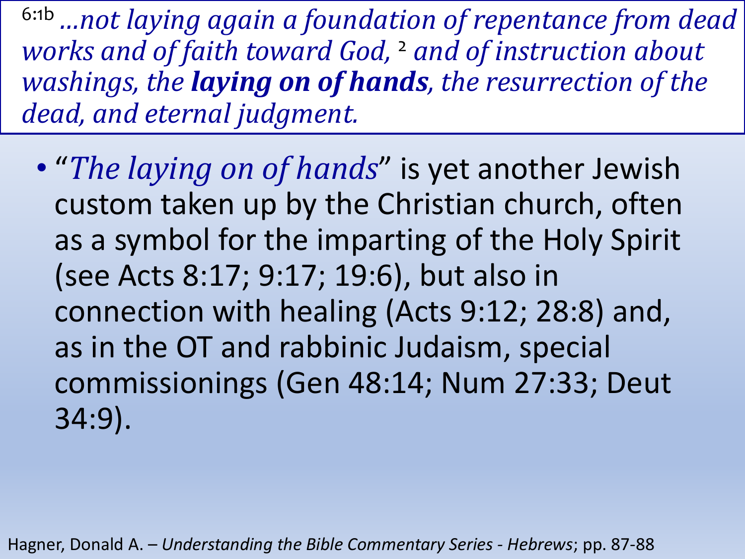[6:1b] *…not laying again a foundation of repentance from dead works and of faith toward God,* [2] *and of instruction about washings, the* ***laying on of hands****, the resurrection of the dead, and eternal judgment.*

- "*The laying on of hands*" is yet another Jewish custom taken up by the Christian church, often as a symbol for the imparting of the Holy Spirit (see Acts 8:17; 9:17; 19:6), but also in connection with healing (Acts 9:12; 28:8) and, as in the OT and rabbinic Judaism, special commissionings (Gen 48:14; Num 27:33; Deut 34:9).

Hagner, Donald A. – *Understanding the Bible Commentary Series - Hebrews*; pp. 87-88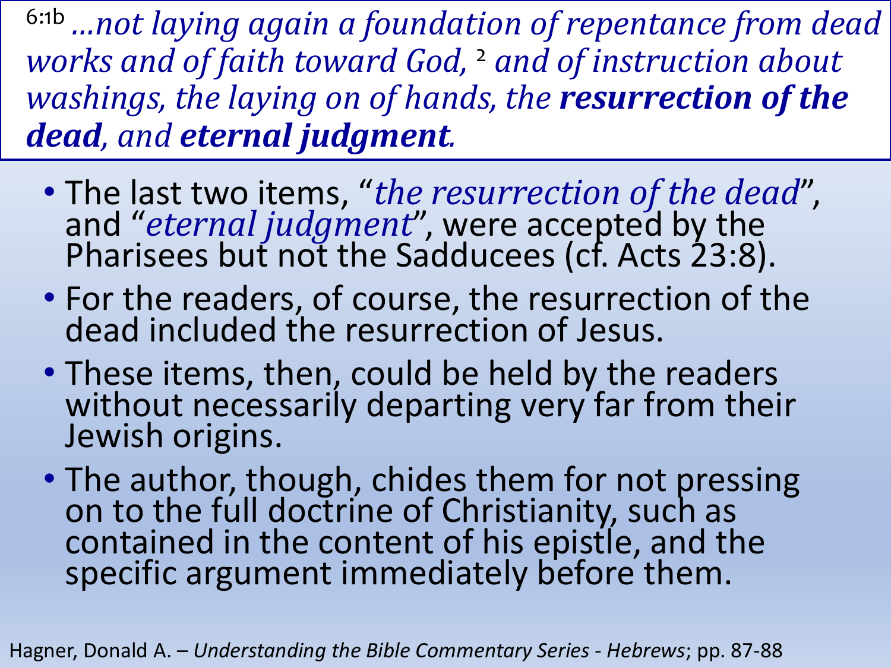6:1b *...not laying again a foundation of repentance from dead works and of faith toward God,* [2] *and of instruction about washings, the laying on of hands, the* ***resurrection of the dead****, and* ***eternal judgment****.*

- The last two items, "*the resurrection of the dead*", and "*eternal judgment*", were accepted by the Pharisees but not the Sadducees (cf. Acts 23:8).
- For the readers, of course, the resurrection of the dead included the resurrection of Jesus.
- These items, then, could be held by the readers without necessarily departing very far from their Jewish origins.
- The author, though, chides them for not pressing on to the full doctrine of Christianity, such as contained in the content of his epistle, and the specific argument immediately before them.

Hagner, Donald A. – *Understanding the Bible Commentary Series - Hebrews*; pp. 87-88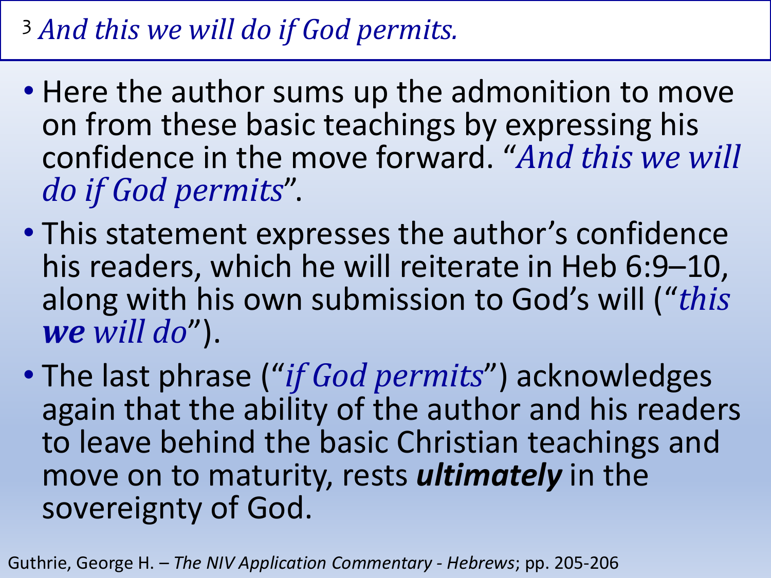[3] *And this we will do if God permits.*

- Here the author sums up the admonition to move on from these basic teachings by expressing his confidence in the move forward. "*And this we will do if God permits*".
- This statement expresses the author's confidence his readers, which he will reiterate in Heb 6:9–10, along with his own submission to God's will ("*this **we** will do*").
- The last phrase ("*if God permits*") acknowledges again that the ability of the author and his readers to leave behind the basic Christian teachings and move on to maturity, rests ***ultimately*** in the sovereignty of God.

Guthrie, George H. – *The NIV Application Commentary - Hebrews*; pp. 205-206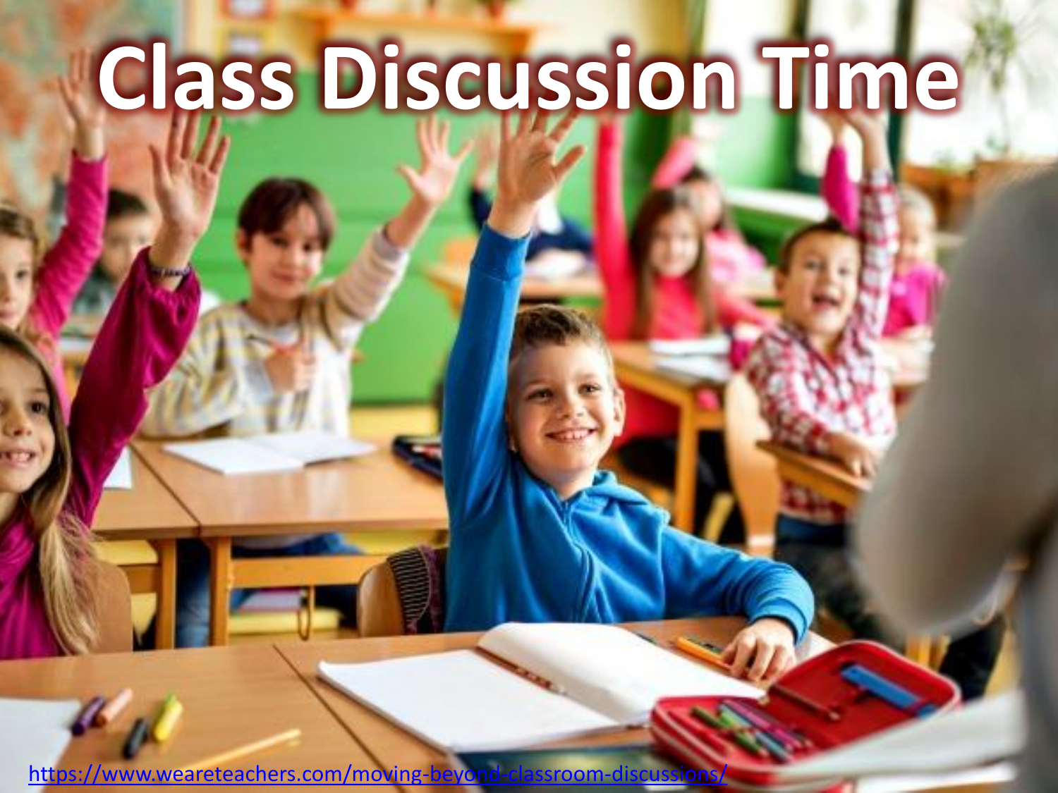# Class Discussion Time

https://www.weareteachers.com/moving-beyond-classroom-discussions/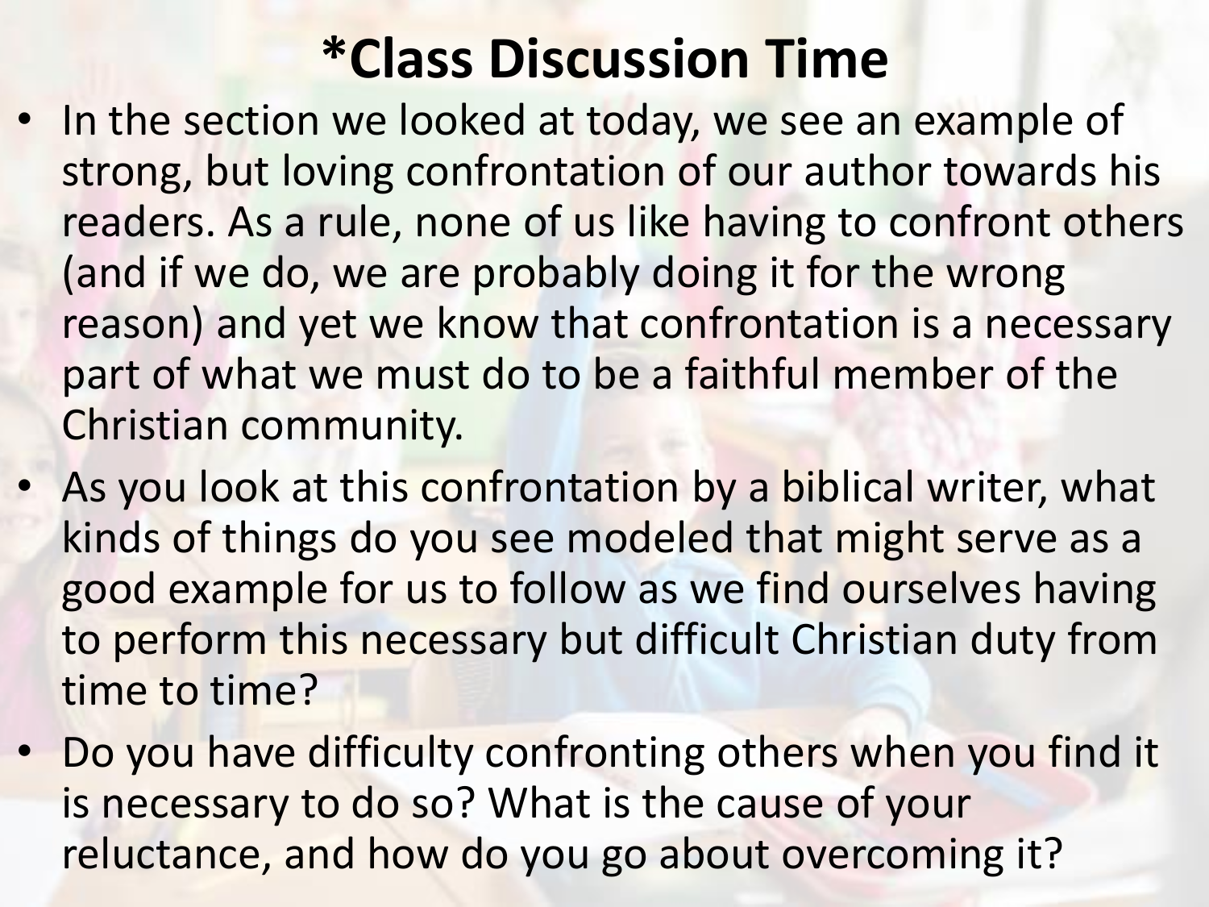# *Class Discussion Time

- In the section we looked at today, we see an example of strong, but loving confrontation of our author towards his readers. As a rule, none of us like having to confront others (and if we do, we are probably doing it for the wrong reason) and yet we know that confrontation is a necessary part of what we must do to be a faithful member of the Christian community.
- As you look at this confrontation by a biblical writer, what kinds of things do you see modeled that might serve as a good example for us to follow as we find ourselves having to perform this necessary but difficult Christian duty from time to time?
- Do you have difficulty confronting others when you find it is necessary to do so? What is the cause of your reluctance, and how do you go about overcoming it?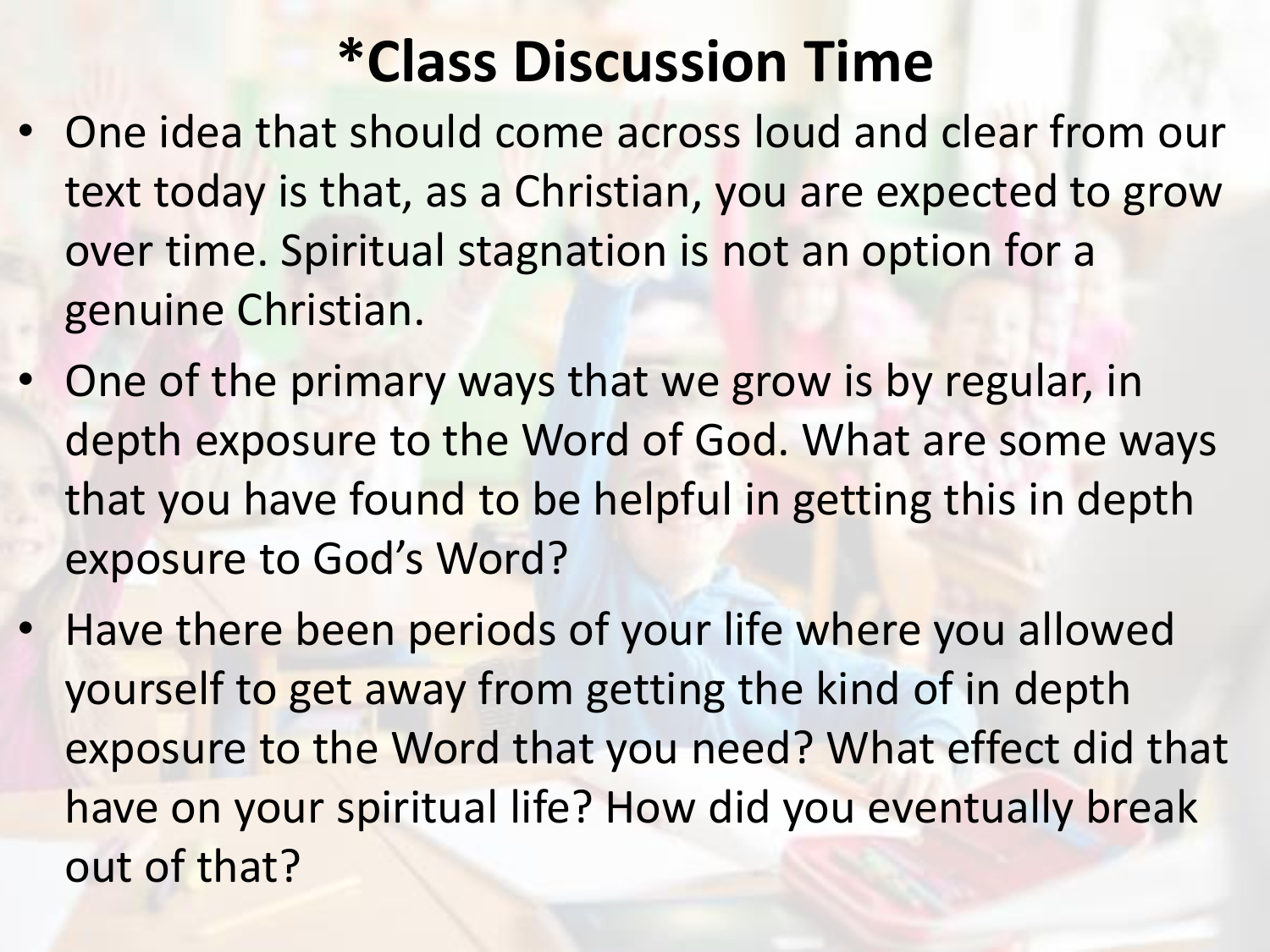# *Class Discussion Time

- One idea that should come across loud and clear from our text today is that, as a Christian, you are expected to grow over time. Spiritual stagnation is not an option for a genuine Christian.
- One of the primary ways that we grow is by regular, in depth exposure to the Word of God. What are some ways that you have found to be helpful in getting this in depth exposure to God's Word?
- Have there been periods of your life where you allowed yourself to get away from getting the kind of in depth exposure to the Word that you need? What effect did that have on your spiritual life? How did you eventually break out of that?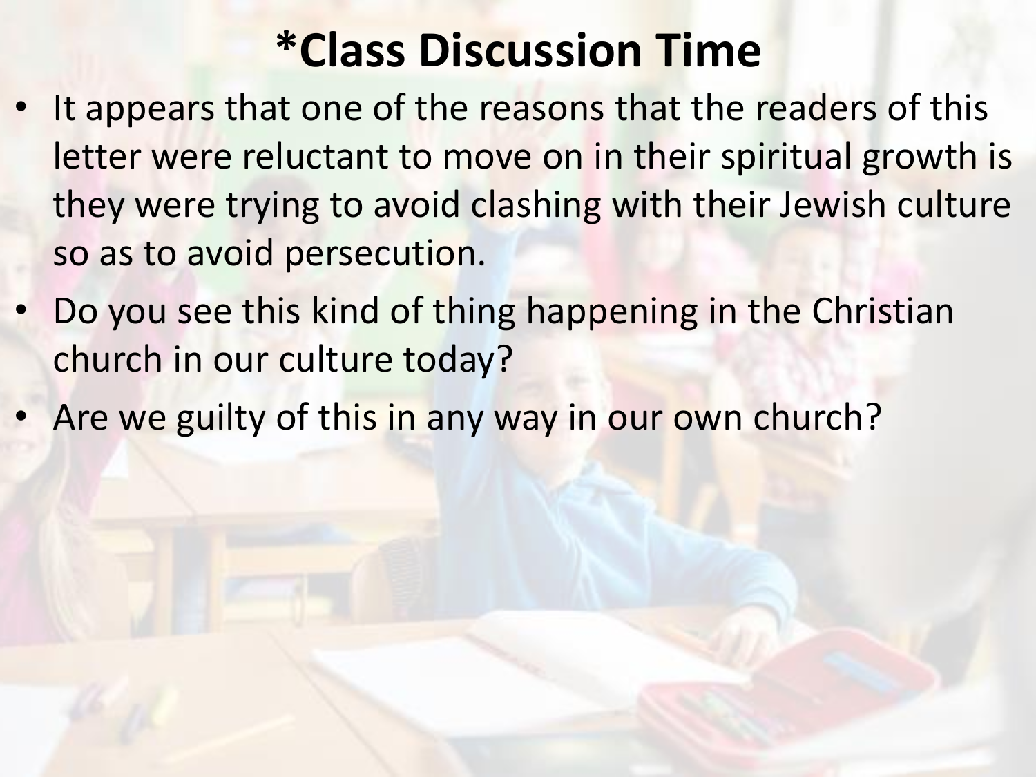# *Class Discussion Time

- It appears that one of the reasons that the readers of this letter were reluctant to move on in their spiritual growth is they were trying to avoid clashing with their Jewish culture so as to avoid persecution.
- Do you see this kind of thing happening in the Christian church in our culture today?
- Are we guilty of this in any way in our own church?